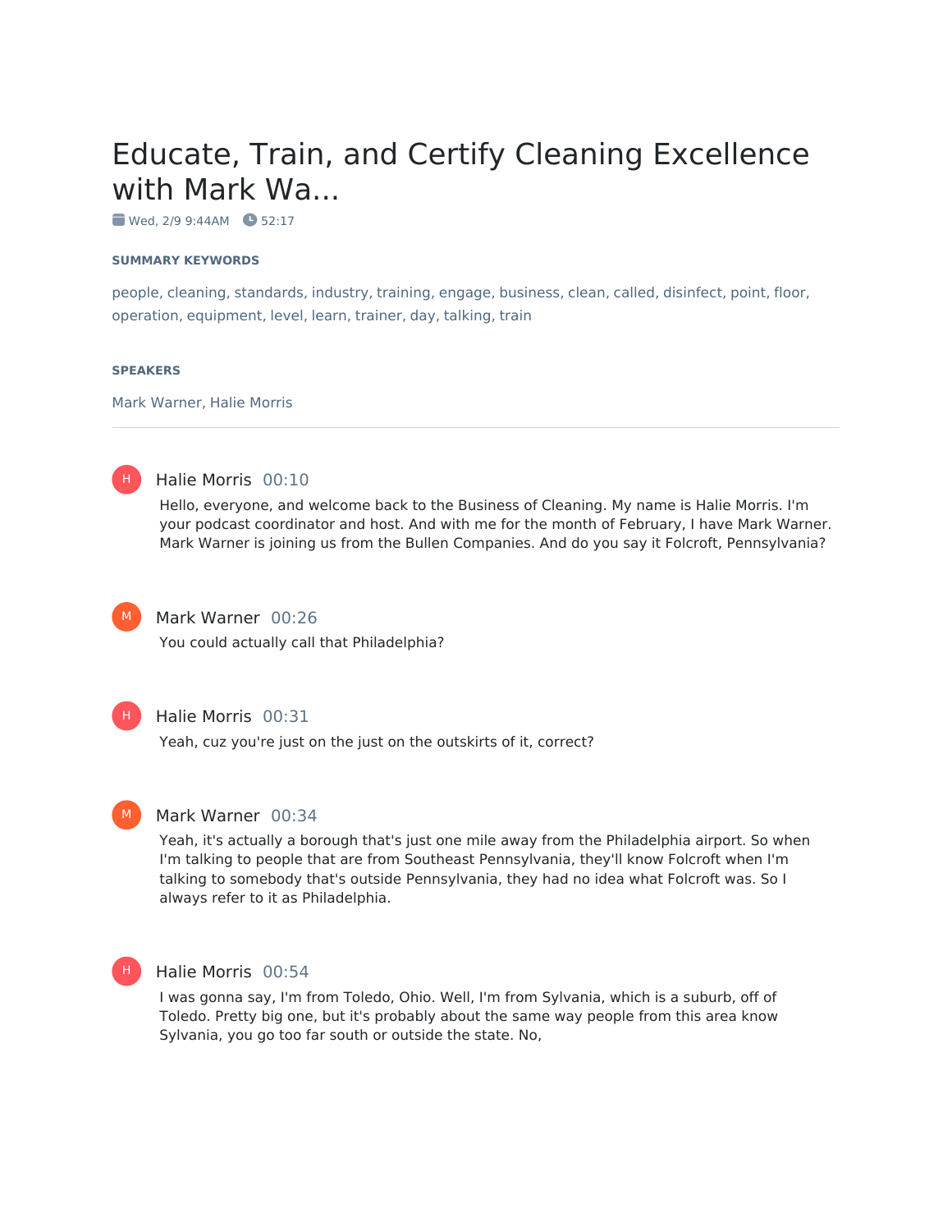# Educate, Train, and Certify Cleaning Excellence with Mark Wa...

Wed, 2/9 9:44AM   52:17

**SUMMARY KEYWORDS**

people, cleaning, standards, industry, training, engage, business, clean, called, disinfect, point, floor, operation, equipment, level, learn, trainer, day, talking, train

**SPEAKERS**

Mark Warner, Halie Morris

---

**Halie Morris** 00:10

Hello, everyone, and welcome back to the Business of Cleaning. My name is Halie Morris. I'm your podcast coordinator and host. And with me for the month of February, I have Mark Warner. Mark Warner is joining us from the Bullen Companies. And do you say it Folcroft, Pennsylvania?

**Mark Warner** 00:26

You could actually call that Philadelphia?

**Halie Morris** 00:31

Yeah, cuz you're just on the just on the outskirts of it, correct?

**Mark Warner** 00:34

Yeah, it's actually a borough that's just one mile away from the Philadelphia airport. So when I'm talking to people that are from Southeast Pennsylvania, they'll know Folcroft when I'm talking to somebody that's outside Pennsylvania, they had no idea what Folcroft was. So I always refer to it as Philadelphia.

**Halie Morris** 00:54

I was gonna say, I'm from Toledo, Ohio. Well, I'm from Sylvania, which is a suburb, off of Toledo. Pretty big one, but it's probably about the same way people from this area know Sylvania, you go too far south or outside the state. No,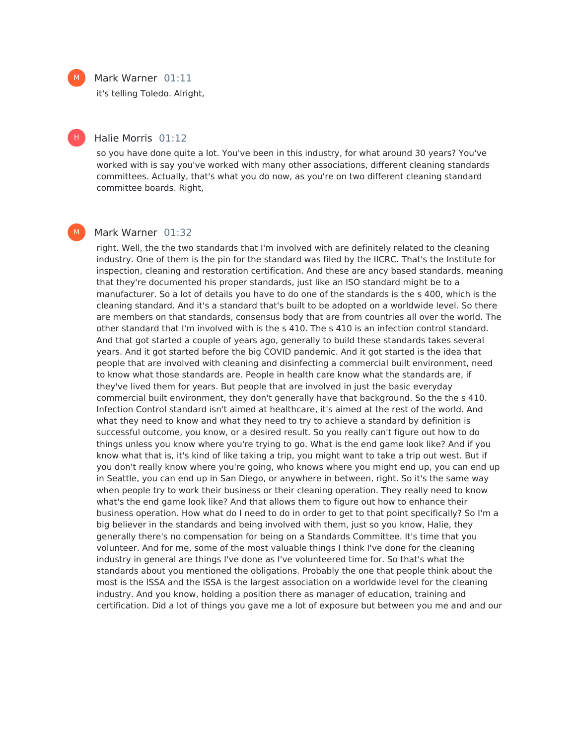**Mark Warner** 01:11

it's telling Toledo. Alright,

**Halie Morris** 01:12

so you have done quite a lot. You've been in this industry, for what around 30 years? You've worked with is say you've worked with many other associations, different cleaning standards committees. Actually, that's what you do now, as you're on two different cleaning standard committee boards. Right,

**Mark Warner** 01:32

right. Well, the the two standards that I'm involved with are definitely related to the cleaning industry. One of them is the pin for the standard was filed by the IICRC. That's the Institute for inspection, cleaning and restoration certification. And these are ancy based standards, meaning that they're documented his proper standards, just like an ISO standard might be to a manufacturer. So a lot of details you have to do one of the standards is the s 400, which is the cleaning standard. And it's a standard that's built to be adopted on a worldwide level. So there are members on that standards, consensus body that are from countries all over the world. The other standard that I'm involved with is the s 410. The s 410 is an infection control standard. And that got started a couple of years ago, generally to build these standards takes several years. And it got started before the big COVID pandemic. And it got started is the idea that people that are involved with cleaning and disinfecting a commercial built environment, need to know what those standards are. People in health care know what the standards are, if they've lived them for years. But people that are involved in just the basic everyday commercial built environment, they don't generally have that background. So the the s 410. Infection Control standard isn't aimed at healthcare, it's aimed at the rest of the world. And what they need to know and what they need to try to achieve a standard by definition is successful outcome, you know, or a desired result. So you really can't figure out how to do things unless you know where you're trying to go. What is the end game look like? And if you know what that is, it's kind of like taking a trip, you might want to take a trip out west. But if you don't really know where you're going, who knows where you might end up, you can end up in Seattle, you can end up in San Diego, or anywhere in between, right. So it's the same way when people try to work their business or their cleaning operation. They really need to know what's the end game look like? And that allows them to figure out how to enhance their business operation. How what do I need to do in order to get to that point specifically? So I'm a big believer in the standards and being involved with them, just so you know, Halie, they generally there's no compensation for being on a Standards Committee. It's time that you volunteer. And for me, some of the most valuable things I think I've done for the cleaning industry in general are things I've done as I've volunteered time for. So that's what the standards about you mentioned the obligations. Probably the one that people think about the most is the ISSA and the ISSA is the largest association on a worldwide level for the cleaning industry. And you know, holding a position there as manager of education, training and certification. Did a lot of things you gave me a lot of exposure but between you me and and our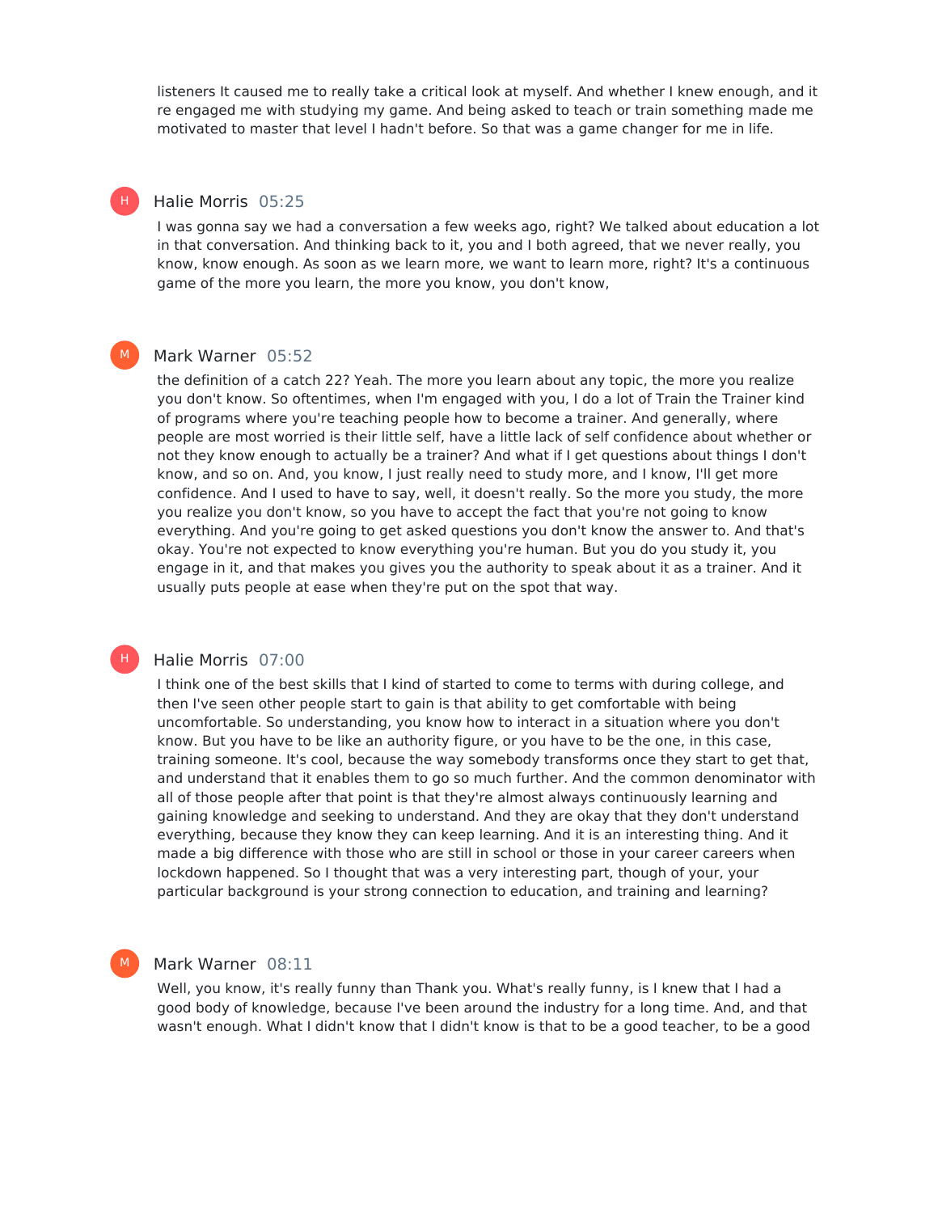listeners It caused me to really take a critical look at myself. And whether I knew enough, and it re engaged me with studying my game. And being asked to teach or train something made me motivated to master that level I hadn't before. So that was a game changer for me in life.

**Halie Morris** 05:25

I was gonna say we had a conversation a few weeks ago, right? We talked about education a lot in that conversation. And thinking back to it, you and I both agreed, that we never really, you know, know enough. As soon as we learn more, we want to learn more, right? It's a continuous game of the more you learn, the more you know, you don't know,

**Mark Warner** 05:52

the definition of a catch 22? Yeah. The more you learn about any topic, the more you realize you don't know. So oftentimes, when I'm engaged with you, I do a lot of Train the Trainer kind of programs where you're teaching people how to become a trainer. And generally, where people are most worried is their little self, have a little lack of self confidence about whether or not they know enough to actually be a trainer? And what if I get questions about things I don't know, and so on. And, you know, I just really need to study more, and I know, I'll get more confidence. And I used to have to say, well, it doesn't really. So the more you study, the more you realize you don't know, so you have to accept the fact that you're not going to know everything. And you're going to get asked questions you don't know the answer to. And that's okay. You're not expected to know everything you're human. But you do you study it, you engage in it, and that makes you gives you the authority to speak about it as a trainer. And it usually puts people at ease when they're put on the spot that way.

**Halie Morris** 07:00

I think one of the best skills that I kind of started to come to terms with during college, and then I've seen other people start to gain is that ability to get comfortable with being uncomfortable. So understanding, you know how to interact in a situation where you don't know. But you have to be like an authority figure, or you have to be the one, in this case, training someone. It's cool, because the way somebody transforms once they start to get that, and understand that it enables them to go so much further. And the common denominator with all of those people after that point is that they're almost always continuously learning and gaining knowledge and seeking to understand. And they are okay that they don't understand everything, because they know they can keep learning. And it is an interesting thing. And it made a big difference with those who are still in school or those in your career careers when lockdown happened. So I thought that was a very interesting part, though of your, your particular background is your strong connection to education, and training and learning?

**Mark Warner** 08:11

Well, you know, it's really funny than Thank you. What's really funny, is I knew that I had a good body of knowledge, because I've been around the industry for a long time. And, and that wasn't enough. What I didn't know that I didn't know is that to be a good teacher, to be a good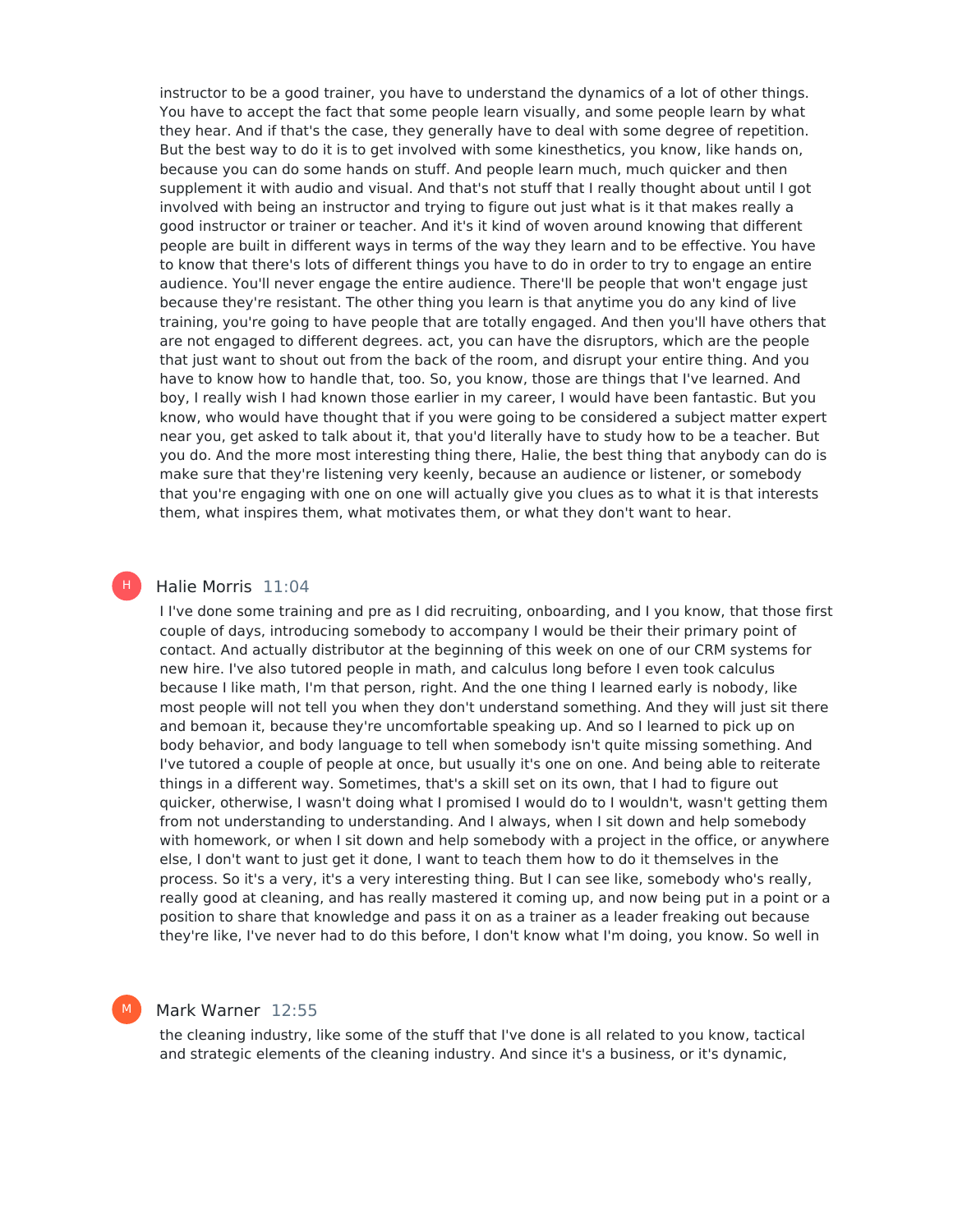instructor to be a good trainer, you have to understand the dynamics of a lot of other things. You have to accept the fact that some people learn visually, and some people learn by what they hear. And if that's the case, they generally have to deal with some degree of repetition. But the best way to do it is to get involved with some kinesthetics, you know, like hands on, because you can do some hands on stuff. And people learn much, much quicker and then supplement it with audio and visual. And that's not stuff that I really thought about until I got involved with being an instructor and trying to figure out just what is it that makes really a good instructor or trainer or teacher. And it's it kind of woven around knowing that different people are built in different ways in terms of the way they learn and to be effective. You have to know that there's lots of different things you have to do in order to try to engage an entire audience. You'll never engage the entire audience. There'll be people that won't engage just because they're resistant. The other thing you learn is that anytime you do any kind of live training, you're going to have people that are totally engaged. And then you'll have others that are not engaged to different degrees. act, you can have the disruptors, which are the people that just want to shout out from the back of the room, and disrupt your entire thing. And you have to know how to handle that, too. So, you know, those are things that I've learned. And boy, I really wish I had known those earlier in my career, I would have been fantastic. But you know, who would have thought that if you were going to be considered a subject matter expert near you, get asked to talk about it, that you'd literally have to study how to be a teacher. But you do. And the more most interesting thing there, Halie, the best thing that anybody can do is make sure that they're listening very keenly, because an audience or listener, or somebody that you're engaging with one on one will actually give you clues as to what it is that interests them, what inspires them, what motivates them, or what they don't want to hear.

**Halie Morris** 11:04

I I've done some training and pre as I did recruiting, onboarding, and I you know, that those first couple of days, introducing somebody to accompany I would be their their primary point of contact. And actually distributor at the beginning of this week on one of our CRM systems for new hire. I've also tutored people in math, and calculus long before I even took calculus because I like math, I'm that person, right. And the one thing I learned early is nobody, like most people will not tell you when they don't understand something. And they will just sit there and bemoan it, because they're uncomfortable speaking up. And so I learned to pick up on body behavior, and body language to tell when somebody isn't quite missing something. And I've tutored a couple of people at once, but usually it's one on one. And being able to reiterate things in a different way. Sometimes, that's a skill set on its own, that I had to figure out quicker, otherwise, I wasn't doing what I promised I would do to I wouldn't, wasn't getting them from not understanding to understanding. And I always, when I sit down and help somebody with homework, or when I sit down and help somebody with a project in the office, or anywhere else, I don't want to just get it done, I want to teach them how to do it themselves in the process. So it's a very, it's a very interesting thing. But I can see like, somebody who's really, really good at cleaning, and has really mastered it coming up, and now being put in a point or a position to share that knowledge and pass it on as a trainer as a leader freaking out because they're like, I've never had to do this before, I don't know what I'm doing, you know. So well in

**Mark Warner** 12:55

the cleaning industry, like some of the stuff that I've done is all related to you know, tactical and strategic elements of the cleaning industry. And since it's a business, or it's dynamic,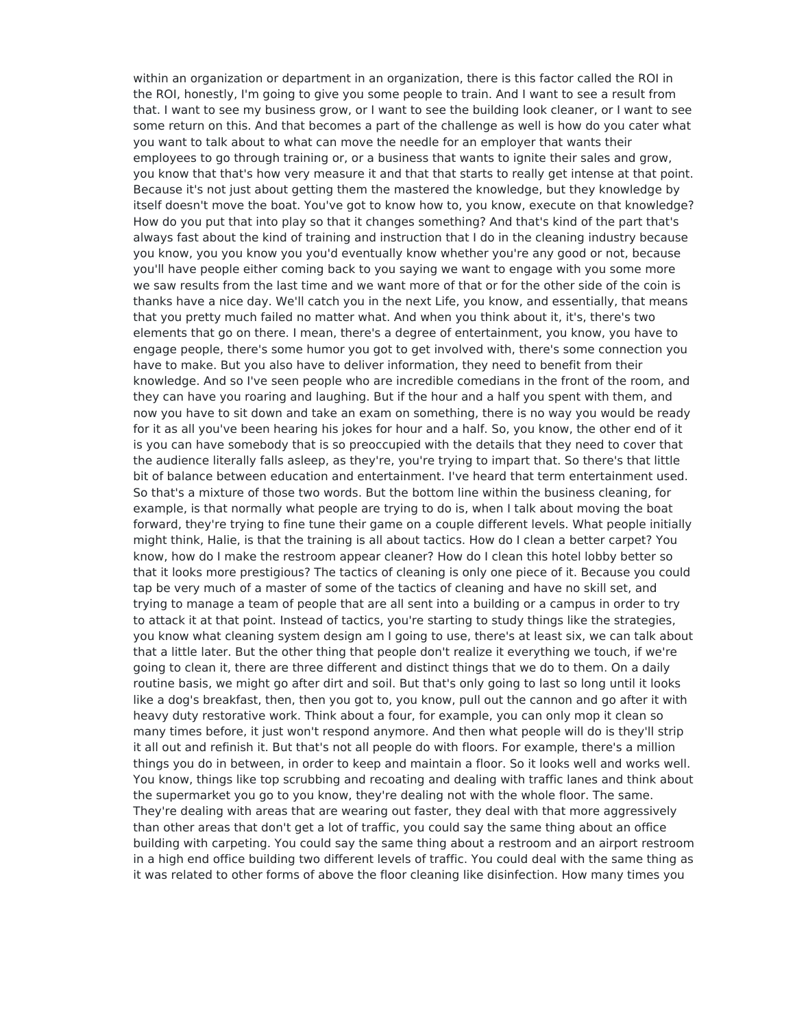within an organization or department in an organization, there is this factor called the ROI in the ROI, honestly, I'm going to give you some people to train. And I want to see a result from that. I want to see my business grow, or I want to see the building look cleaner, or I want to see some return on this. And that becomes a part of the challenge as well is how do you cater what you want to talk about to what can move the needle for an employer that wants their employees to go through training or, or a business that wants to ignite their sales and grow, you know that that's how very measure it and that that starts to really get intense at that point. Because it's not just about getting them the mastered the knowledge, but they knowledge by itself doesn't move the boat. You've got to know how to, you know, execute on that knowledge? How do you put that into play so that it changes something? And that's kind of the part that's always fast about the kind of training and instruction that I do in the cleaning industry because you know, you you know you you'd eventually know whether you're any good or not, because you'll have people either coming back to you saying we want to engage with you some more we saw results from the last time and we want more of that or for the other side of the coin is thanks have a nice day. We'll catch you in the next Life, you know, and essentially, that means that you pretty much failed no matter what. And when you think about it, it's, there's two elements that go on there. I mean, there's a degree of entertainment, you know, you have to engage people, there's some humor you got to get involved with, there's some connection you have to make. But you also have to deliver information, they need to benefit from their knowledge. And so I've seen people who are incredible comedians in the front of the room, and they can have you roaring and laughing. But if the hour and a half you spent with them, and now you have to sit down and take an exam on something, there is no way you would be ready for it as all you've been hearing his jokes for hour and a half. So, you know, the other end of it is you can have somebody that is so preoccupied with the details that they need to cover that the audience literally falls asleep, as they're, you're trying to impart that. So there's that little bit of balance between education and entertainment. I've heard that term entertainment used. So that's a mixture of those two words. But the bottom line within the business cleaning, for example, is that normally what people are trying to do is, when I talk about moving the boat forward, they're trying to fine tune their game on a couple different levels. What people initially might think, Halie, is that the training is all about tactics. How do I clean a better carpet? You know, how do I make the restroom appear cleaner? How do I clean this hotel lobby better so that it looks more prestigious? The tactics of cleaning is only one piece of it. Because you could tap be very much of a master of some of the tactics of cleaning and have no skill set, and trying to manage a team of people that are all sent into a building or a campus in order to try to attack it at that point. Instead of tactics, you're starting to study things like the strategies, you know what cleaning system design am I going to use, there's at least six, we can talk about that a little later. But the other thing that people don't realize it everything we touch, if we're going to clean it, there are three different and distinct things that we do to them. On a daily routine basis, we might go after dirt and soil. But that's only going to last so long until it looks like a dog's breakfast, then, then you got to, you know, pull out the cannon and go after it with heavy duty restorative work. Think about a four, for example, you can only mop it clean so many times before, it just won't respond anymore. And then what people will do is they'll strip it all out and refinish it. But that's not all people do with floors. For example, there's a million things you do in between, in order to keep and maintain a floor. So it looks well and works well. You know, things like top scrubbing and recoating and dealing with traffic lanes and think about the supermarket you go to you know, they're dealing not with the whole floor. The same. They're dealing with areas that are wearing out faster, they deal with that more aggressively than other areas that don't get a lot of traffic, you could say the same thing about an office building with carpeting. You could say the same thing about a restroom and an airport restroom in a high end office building two different levels of traffic. You could deal with the same thing as it was related to other forms of above the floor cleaning like disinfection. How many times you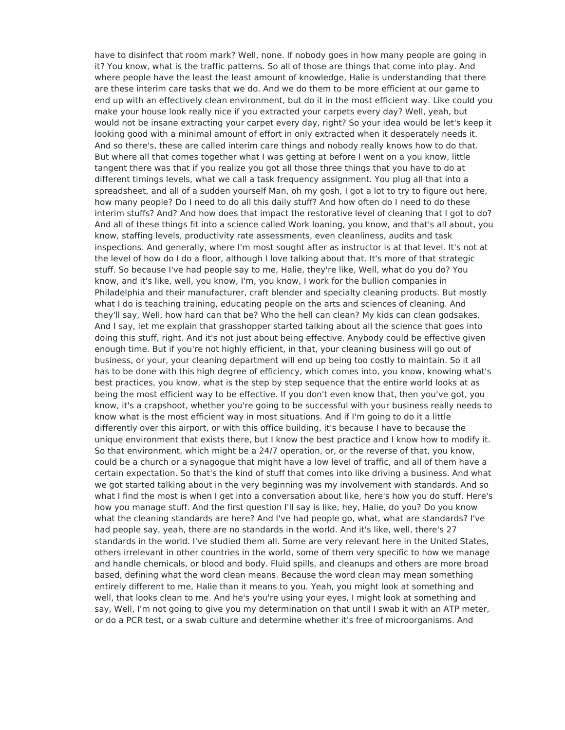have to disinfect that room mark? Well, none. If nobody goes in how many people are going in it? You know, what is the traffic patterns. So all of those are things that come into play. And where people have the least the least amount of knowledge, Halie is understanding that there are these interim care tasks that we do. And we do them to be more efficient at our game to end up with an effectively clean environment, but do it in the most efficient way. Like could you make your house look really nice if you extracted your carpets every day? Well, yeah, but would not be insane extracting your carpet every day, right? So your idea would be let's keep it looking good with a minimal amount of effort in only extracted when it desperately needs it. And so there's, these are called interim care things and nobody really knows how to do that. But where all that comes together what I was getting at before I went on a you know, little tangent there was that if you realize you got all those three things that you have to do at different timings levels, what we call a task frequency assignment. You plug all that into a spreadsheet, and all of a sudden yourself Man, oh my gosh, I got a lot to try to figure out here, how many people? Do I need to do all this daily stuff? And how often do I need to do these interim stuffs? And? And how does that impact the restorative level of cleaning that I got to do? And all of these things fit into a science called Work loaning, you know, and that's all about, you know, staffing levels, productivity rate assessments, even cleanliness, audits and task inspections. And generally, where I'm most sought after as instructor is at that level. It's not at the level of how do I do a floor, although I love talking about that. It's more of that strategic stuff. So because I've had people say to me, Halie, they're like, Well, what do you do? You know, and it's like, well, you know, I'm, you know, I work for the bullion companies in Philadelphia and their manufacturer, craft blender and specialty cleaning products. But mostly what I do is teaching training, educating people on the arts and sciences of cleaning. And they'll say, Well, how hard can that be? Who the hell can clean? My kids can clean godsakes. And I say, let me explain that grasshopper started talking about all the science that goes into doing this stuff, right. And it's not just about being effective. Anybody could be effective given enough time. But if you're not highly efficient, in that, your cleaning business will go out of business, or your, your cleaning department will end up being too costly to maintain. So it all has to be done with this high degree of efficiency, which comes into, you know, knowing what's best practices, you know, what is the step by step sequence that the entire world looks at as being the most efficient way to be effective. If you don't even know that, then you've got, you know, it's a crapshoot, whether you're going to be successful with your business really needs to know what is the most efficient way in most situations. And if I'm going to do it a little differently over this airport, or with this office building, it's because I have to because the unique environment that exists there, but I know the best practice and I know how to modify it. So that environment, which might be a 24/7 operation, or, or the reverse of that, you know, could be a church or a synagogue that might have a low level of traffic, and all of them have a certain expectation. So that's the kind of stuff that comes into like driving a business. And what we got started talking about in the very beginning was my involvement with standards. And so what I find the most is when I get into a conversation about like, here's how you do stuff. Here's how you manage stuff. And the first question I'll say is like, hey, Halie, do you? Do you know what the cleaning standards are here? And I've had people go, what, what are standards? I've had people say, yeah, there are no standards in the world. And it's like, well, there's 27 standards in the world. I've studied them all. Some are very relevant here in the United States, others irrelevant in other countries in the world, some of them very specific to how we manage and handle chemicals, or blood and body. Fluid spills, and cleanups and others are more broad based, defining what the word clean means. Because the word clean may mean something entirely different to me, Halie than it means to you. Yeah, you might look at something and well, that looks clean to me. And he's you're using your eyes, I might look at something and say, Well, I'm not going to give you my determination on that until I swab it with an ATP meter, or do a PCR test, or a swab culture and determine whether it's free of microorganisms. And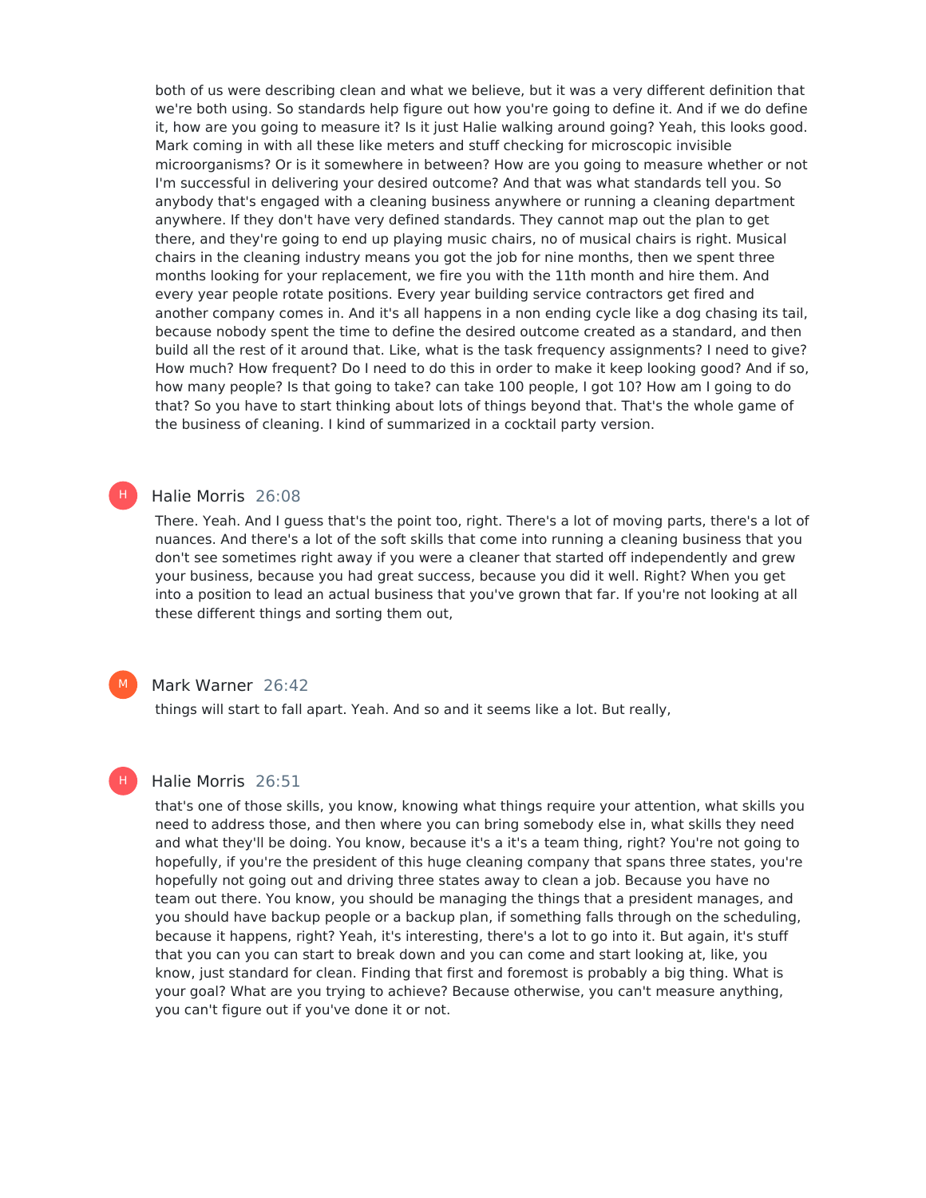both of us were describing clean and what we believe, but it was a very different definition that we're both using. So standards help figure out how you're going to define it. And if we do define it, how are you going to measure it? Is it just Halie walking around going? Yeah, this looks good. Mark coming in with all these like meters and stuff checking for microscopic invisible microorganisms? Or is it somewhere in between? How are you going to measure whether or not I'm successful in delivering your desired outcome? And that was what standards tell you. So anybody that's engaged with a cleaning business anywhere or running a cleaning department anywhere. If they don't have very defined standards. They cannot map out the plan to get there, and they're going to end up playing music chairs, no of musical chairs is right. Musical chairs in the cleaning industry means you got the job for nine months, then we spent three months looking for your replacement, we fire you with the 11th month and hire them. And every year people rotate positions. Every year building service contractors get fired and another company comes in. And it's all happens in a non ending cycle like a dog chasing its tail, because nobody spent the time to define the desired outcome created as a standard, and then build all the rest of it around that. Like, what is the task frequency assignments? I need to give? How much? How frequent? Do I need to do this in order to make it keep looking good? And if so, how many people? Is that going to take? can take 100 people, I got 10? How am I going to do that? So you have to start thinking about lots of things beyond that. That's the whole game of the business of cleaning. I kind of summarized in a cocktail party version.

**Halie Morris** 26:08

There. Yeah. And I guess that's the point too, right. There's a lot of moving parts, there's a lot of nuances. And there's a lot of the soft skills that come into running a cleaning business that you don't see sometimes right away if you were a cleaner that started off independently and grew your business, because you had great success, because you did it well. Right? When you get into a position to lead an actual business that you've grown that far. If you're not looking at all these different things and sorting them out,

**Mark Warner** 26:42

things will start to fall apart. Yeah. And so and it seems like a lot. But really,

**Halie Morris** 26:51

that's one of those skills, you know, knowing what things require your attention, what skills you need to address those, and then where you can bring somebody else in, what skills they need and what they'll be doing. You know, because it's a it's a team thing, right? You're not going to hopefully, if you're the president of this huge cleaning company that spans three states, you're hopefully not going out and driving three states away to clean a job. Because you have no team out there. You know, you should be managing the things that a president manages, and you should have backup people or a backup plan, if something falls through on the scheduling, because it happens, right? Yeah, it's interesting, there's a lot to go into it. But again, it's stuff that you can you can start to break down and you can come and start looking at, like, you know, just standard for clean. Finding that first and foremost is probably a big thing. What is your goal? What are you trying to achieve? Because otherwise, you can't measure anything, you can't figure out if you've done it or not.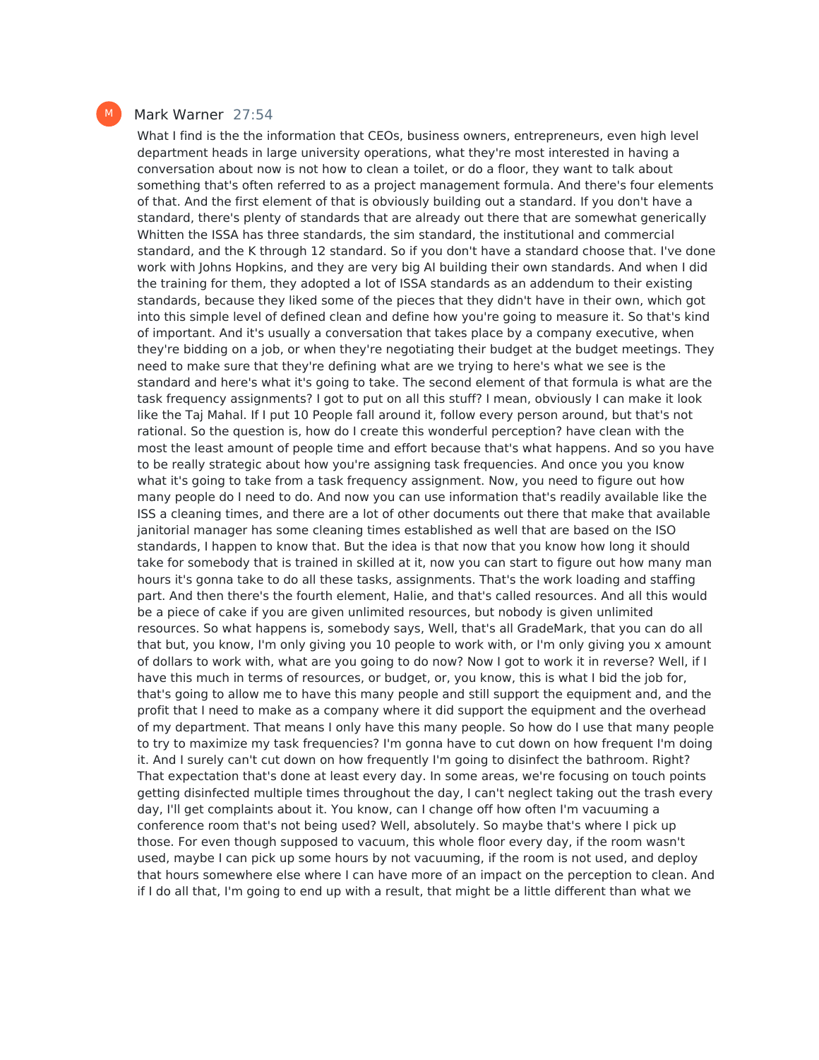M Mark Warner 27:54

What I find is the the information that CEOs, business owners, entrepreneurs, even high level department heads in large university operations, what they're most interested in having a conversation about now is not how to clean a toilet, or do a floor, they want to talk about something that's often referred to as a project management formula. And there's four elements of that. And the first element of that is obviously building out a standard. If you don't have a standard, there's plenty of standards that are already out there that are somewhat generically Whitten the ISSA has three standards, the sim standard, the institutional and commercial standard, and the K through 12 standard. So if you don't have a standard choose that. I've done work with Johns Hopkins, and they are very big AI building their own standards. And when I did the training for them, they adopted a lot of ISSA standards as an addendum to their existing standards, because they liked some of the pieces that they didn't have in their own, which got into this simple level of defined clean and define how you're going to measure it. So that's kind of important. And it's usually a conversation that takes place by a company executive, when they're bidding on a job, or when they're negotiating their budget at the budget meetings. They need to make sure that they're defining what are we trying to here's what we see is the standard and here's what it's going to take. The second element of that formula is what are the task frequency assignments? I got to put on all this stuff? I mean, obviously I can make it look like the Taj Mahal. If I put 10 People fall around it, follow every person around, but that's not rational. So the question is, how do I create this wonderful perception? have clean with the most the least amount of people time and effort because that's what happens. And so you have to be really strategic about how you're assigning task frequencies. And once you you know what it's going to take from a task frequency assignment. Now, you need to figure out how many people do I need to do. And now you can use information that's readily available like the ISS a cleaning times, and there are a lot of other documents out there that make that available janitorial manager has some cleaning times established as well that are based on the ISO standards, I happen to know that. But the idea is that now that you know how long it should take for somebody that is trained in skilled at it, now you can start to figure out how many man hours it's gonna take to do all these tasks, assignments. That's the work loading and staffing part. And then there's the fourth element, Halie, and that's called resources. And all this would be a piece of cake if you are given unlimited resources, but nobody is given unlimited resources. So what happens is, somebody says, Well, that's all GradeMark, that you can do all that but, you know, I'm only giving you 10 people to work with, or I'm only giving you x amount of dollars to work with, what are you going to do now? Now I got to work it in reverse? Well, if I have this much in terms of resources, or budget, or, you know, this is what I bid the job for, that's going to allow me to have this many people and still support the equipment and, and the profit that I need to make as a company where it did support the equipment and the overhead of my department. That means I only have this many people. So how do I use that many people to try to maximize my task frequencies? I'm gonna have to cut down on how frequent I'm doing it. And I surely can't cut down on how frequently I'm going to disinfect the bathroom. Right? That expectation that's done at least every day. In some areas, we're focusing on touch points getting disinfected multiple times throughout the day, I can't neglect taking out the trash every day, I'll get complaints about it. You know, can I change off how often I'm vacuuming a conference room that's not being used? Well, absolutely. So maybe that's where I pick up those. For even though supposed to vacuum, this whole floor every day, if the room wasn't used, maybe I can pick up some hours by not vacuuming, if the room is not used, and deploy that hours somewhere else where I can have more of an impact on the perception to clean. And if I do all that, I'm going to end up with a result, that might be a little different than what we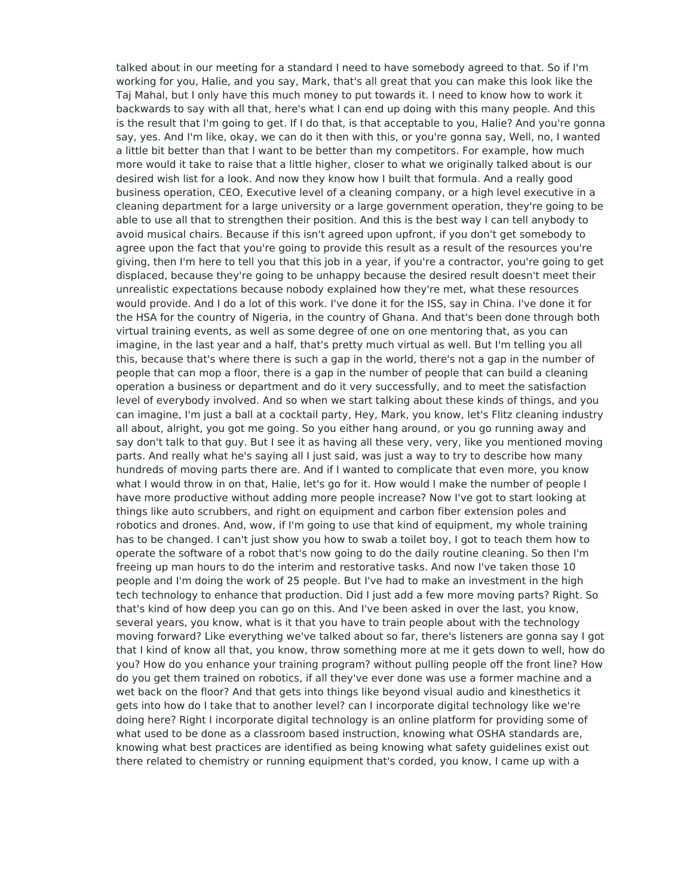talked about in our meeting for a standard I need to have somebody agreed to that. So if I'm working for you, Halie, and you say, Mark, that's all great that you can make this look like the Taj Mahal, but I only have this much money to put towards it. I need to know how to work it backwards to say with all that, here's what I can end up doing with this many people. And this is the result that I'm going to get. If I do that, is that acceptable to you, Halie? And you're gonna say, yes. And I'm like, okay, we can do it then with this, or you're gonna say, Well, no, I wanted a little bit better than that I want to be better than my competitors. For example, how much more would it take to raise that a little higher, closer to what we originally talked about is our desired wish list for a look. And now they know how I built that formula. And a really good business operation, CEO, Executive level of a cleaning company, or a high level executive in a cleaning department for a large university or a large government operation, they're going to be able to use all that to strengthen their position. And this is the best way I can tell anybody to avoid musical chairs. Because if this isn't agreed upon upfront, if you don't get somebody to agree upon the fact that you're going to provide this result as a result of the resources you're giving, then I'm here to tell you that this job in a year, if you're a contractor, you're going to get displaced, because they're going to be unhappy because the desired result doesn't meet their unrealistic expectations because nobody explained how they're met, what these resources would provide. And I do a lot of this work. I've done it for the ISS, say in China. I've done it for the HSA for the country of Nigeria, in the country of Ghana. And that's been done through both virtual training events, as well as some degree of one on one mentoring that, as you can imagine, in the last year and a half, that's pretty much virtual as well. But I'm telling you all this, because that's where there is such a gap in the world, there's not a gap in the number of people that can mop a floor, there is a gap in the number of people that can build a cleaning operation a business or department and do it very successfully, and to meet the satisfaction level of everybody involved. And so when we start talking about these kinds of things, and you can imagine, I'm just a ball at a cocktail party, Hey, Mark, you know, let's Flitz cleaning industry all about, alright, you got me going. So you either hang around, or you go running away and say don't talk to that guy. But I see it as having all these very, very, like you mentioned moving parts. And really what he's saying all I just said, was just a way to try to describe how many hundreds of moving parts there are. And if I wanted to complicate that even more, you know what I would throw in on that, Halie, let's go for it. How would I make the number of people I have more productive without adding more people increase? Now I've got to start looking at things like auto scrubbers, and right on equipment and carbon fiber extension poles and robotics and drones. And, wow, if I'm going to use that kind of equipment, my whole training has to be changed. I can't just show you how to swab a toilet boy, I got to teach them how to operate the software of a robot that's now going to do the daily routine cleaning. So then I'm freeing up man hours to do the interim and restorative tasks. And now I've taken those 10 people and I'm doing the work of 25 people. But I've had to make an investment in the high tech technology to enhance that production. Did I just add a few more moving parts? Right. So that's kind of how deep you can go on this. And I've been asked in over the last, you know, several years, you know, what is it that you have to train people about with the technology moving forward? Like everything we've talked about so far, there's listeners are gonna say I got that I kind of know all that, you know, throw something more at me it gets down to well, how do you? How do you enhance your training program? without pulling people off the front line? How do you get them trained on robotics, if all they've ever done was use a former machine and a wet back on the floor? And that gets into things like beyond visual audio and kinesthetics it gets into how do I take that to another level? can I incorporate digital technology like we're doing here? Right I incorporate digital technology is an online platform for providing some of what used to be done as a classroom based instruction, knowing what OSHA standards are, knowing what best practices are identified as being knowing what safety guidelines exist out there related to chemistry or running equipment that's corded, you know, I came up with a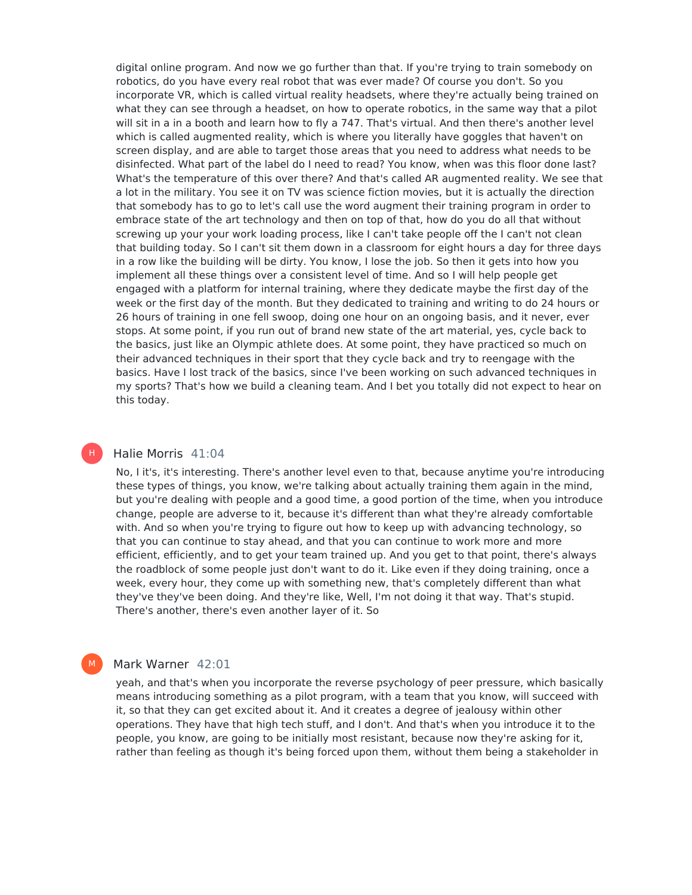digital online program. And now we go further than that. If you're trying to train somebody on robotics, do you have every real robot that was ever made? Of course you don't. So you incorporate VR, which is called virtual reality headsets, where they're actually being trained on what they can see through a headset, on how to operate robotics, in the same way that a pilot will sit in a in a booth and learn how to fly a 747. That's virtual. And then there's another level which is called augmented reality, which is where you literally have goggles that haven't on screen display, and are able to target those areas that you need to address what needs to be disinfected. What part of the label do I need to read? You know, when was this floor done last? What's the temperature of this over there? And that's called AR augmented reality. We see that a lot in the military. You see it on TV was science fiction movies, but it is actually the direction that somebody has to go to let's call use the word augment their training program in order to embrace state of the art technology and then on top of that, how do you do all that without screwing up your your work loading process, like I can't take people off the I can't not clean that building today. So I can't sit them down in a classroom for eight hours a day for three days in a row like the building will be dirty. You know, I lose the job. So then it gets into how you implement all these things over a consistent level of time. And so I will help people get engaged with a platform for internal training, where they dedicate maybe the first day of the week or the first day of the month. But they dedicated to training and writing to do 24 hours or 26 hours of training in one fell swoop, doing one hour on an ongoing basis, and it never, ever stops. At some point, if you run out of brand new state of the art material, yes, cycle back to the basics, just like an Olympic athlete does. At some point, they have practiced so much on their advanced techniques in their sport that they cycle back and try to reengage with the basics. Have I lost track of the basics, since I've been working on such advanced techniques in my sports? That's how we build a cleaning team. And I bet you totally did not expect to hear on this today.

**Halie Morris** 41:04

No, I it's, it's interesting. There's another level even to that, because anytime you're introducing these types of things, you know, we're talking about actually training them again in the mind, but you're dealing with people and a good time, a good portion of the time, when you introduce change, people are adverse to it, because it's different than what they're already comfortable with. And so when you're trying to figure out how to keep up with advancing technology, so that you can continue to stay ahead, and that you can continue to work more and more efficient, efficiently, and to get your team trained up. And you get to that point, there's always the roadblock of some people just don't want to do it. Like even if they doing training, once a week, every hour, they come up with something new, that's completely different than what they've they've been doing. And they're like, Well, I'm not doing it that way. That's stupid. There's another, there's even another layer of it. So

**Mark Warner** 42:01

yeah, and that's when you incorporate the reverse psychology of peer pressure, which basically means introducing something as a pilot program, with a team that you know, will succeed with it, so that they can get excited about it. And it creates a degree of jealousy within other operations. They have that high tech stuff, and I don't. And that's when you introduce it to the people, you know, are going to be initially most resistant, because now they're asking for it, rather than feeling as though it's being forced upon them, without them being a stakeholder in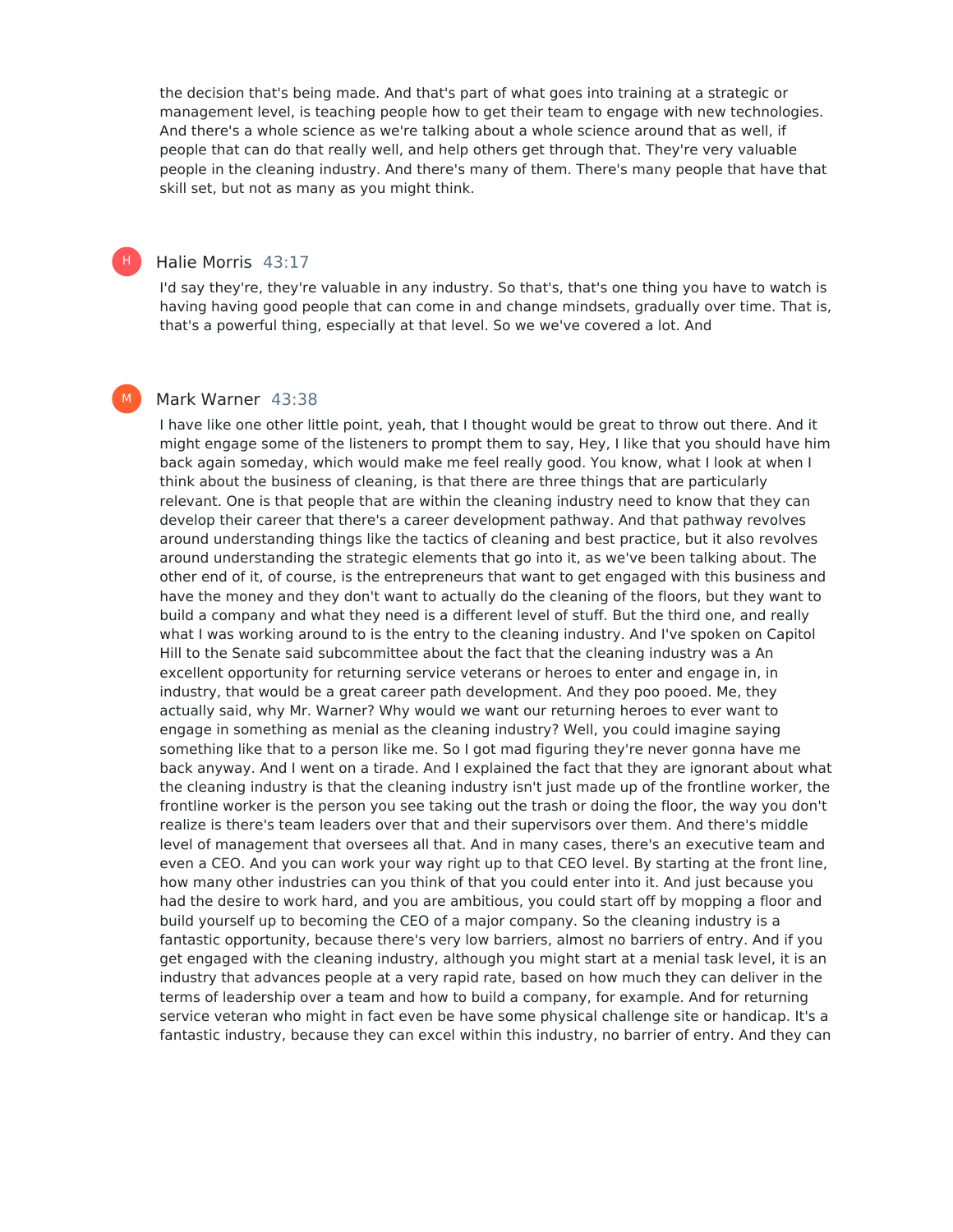the decision that's being made. And that's part of what goes into training at a strategic or management level, is teaching people how to get their team to engage with new technologies. And there's a whole science as we're talking about a whole science around that as well, if people that can do that really well, and help others get through that. They're very valuable people in the cleaning industry. And there's many of them. There's many people that have that skill set, but not as many as you might think.

**Halie Morris** 43:17

I'd say they're, they're valuable in any industry. So that's, that's one thing you have to watch is having having good people that can come in and change mindsets, gradually over time. That is, that's a powerful thing, especially at that level. So we we've covered a lot. And

**Mark Warner** 43:38

I have like one other little point, yeah, that I thought would be great to throw out there. And it might engage some of the listeners to prompt them to say, Hey, I like that you should have him back again someday, which would make me feel really good. You know, what I look at when I think about the business of cleaning, is that there are three things that are particularly relevant. One is that people that are within the cleaning industry need to know that they can develop their career that there's a career development pathway. And that pathway revolves around understanding things like the tactics of cleaning and best practice, but it also revolves around understanding the strategic elements that go into it, as we've been talking about. The other end of it, of course, is the entrepreneurs that want to get engaged with this business and have the money and they don't want to actually do the cleaning of the floors, but they want to build a company and what they need is a different level of stuff. But the third one, and really what I was working around to is the entry to the cleaning industry. And I've spoken on Capitol Hill to the Senate said subcommittee about the fact that the cleaning industry was a An excellent opportunity for returning service veterans or heroes to enter and engage in, in industry, that would be a great career path development. And they poo pooed. Me, they actually said, why Mr. Warner? Why would we want our returning heroes to ever want to engage in something as menial as the cleaning industry? Well, you could imagine saying something like that to a person like me. So I got mad figuring they're never gonna have me back anyway. And I went on a tirade. And I explained the fact that they are ignorant about what the cleaning industry is that the cleaning industry isn't just made up of the frontline worker, the frontline worker is the person you see taking out the trash or doing the floor, the way you don't realize is there's team leaders over that and their supervisors over them. And there's middle level of management that oversees all that. And in many cases, there's an executive team and even a CEO. And you can work your way right up to that CEO level. By starting at the front line, how many other industries can you think of that you could enter into it. And just because you had the desire to work hard, and you are ambitious, you could start off by mopping a floor and build yourself up to becoming the CEO of a major company. So the cleaning industry is a fantastic opportunity, because there's very low barriers, almost no barriers of entry. And if you get engaged with the cleaning industry, although you might start at a menial task level, it is an industry that advances people at a very rapid rate, based on how much they can deliver in the terms of leadership over a team and how to build a company, for example. And for returning service veteran who might in fact even be have some physical challenge site or handicap. It's a fantastic industry, because they can excel within this industry, no barrier of entry. And they can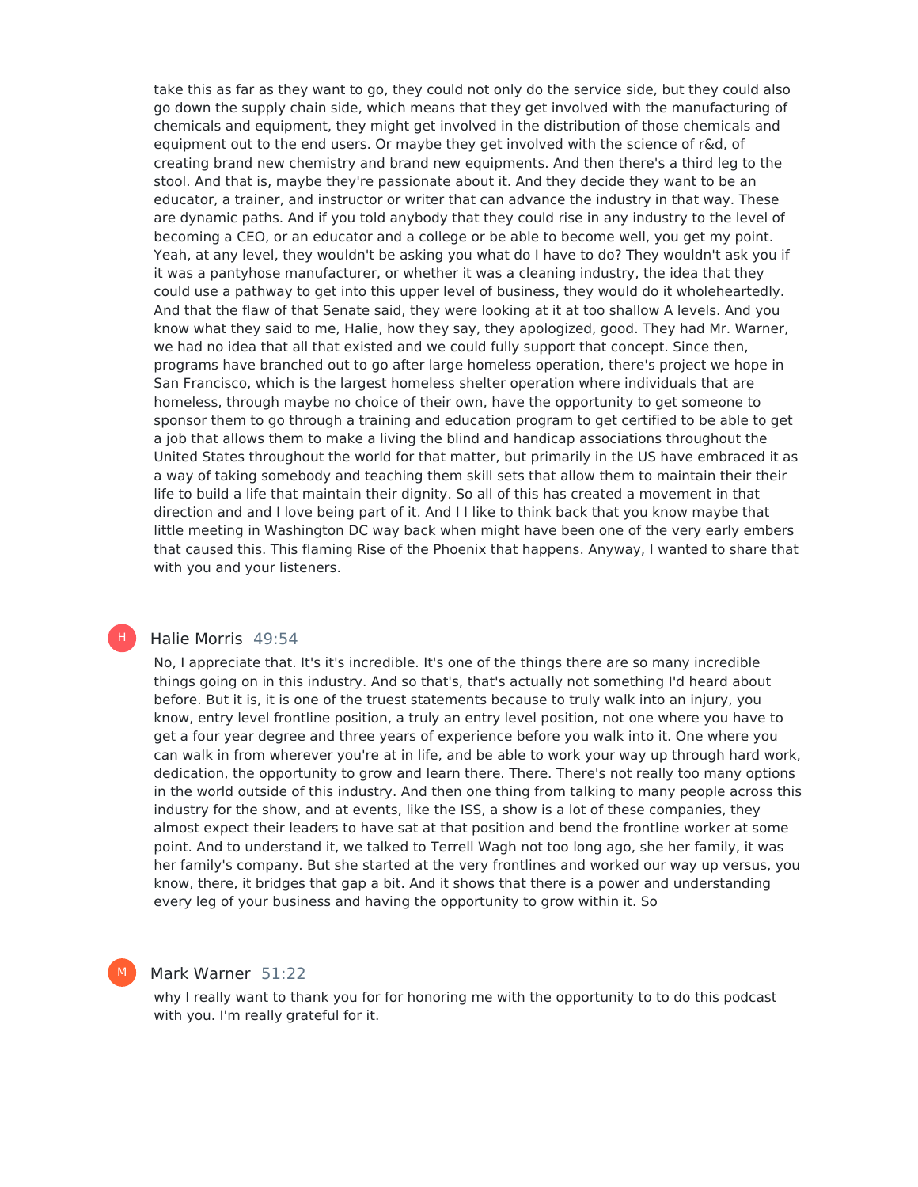take this as far as they want to go, they could not only do the service side, but they could also go down the supply chain side, which means that they get involved with the manufacturing of chemicals and equipment, they might get involved in the distribution of those chemicals and equipment out to the end users. Or maybe they get involved with the science of r&d, of creating brand new chemistry and brand new equipments. And then there's a third leg to the stool. And that is, maybe they're passionate about it. And they decide they want to be an educator, a trainer, and instructor or writer that can advance the industry in that way. These are dynamic paths. And if you told anybody that they could rise in any industry to the level of becoming a CEO, or an educator and a college or be able to become well, you get my point. Yeah, at any level, they wouldn't be asking you what do I have to do? They wouldn't ask you if it was a pantyhose manufacturer, or whether it was a cleaning industry, the idea that they could use a pathway to get into this upper level of business, they would do it wholeheartedly. And that the flaw of that Senate said, they were looking at it at too shallow A levels. And you know what they said to me, Halie, how they say, they apologized, good. They had Mr. Warner, we had no idea that all that existed and we could fully support that concept. Since then, programs have branched out to go after large homeless operation, there's project we hope in San Francisco, which is the largest homeless shelter operation where individuals that are homeless, through maybe no choice of their own, have the opportunity to get someone to sponsor them to go through a training and education program to get certified to be able to get a job that allows them to make a living the blind and handicap associations throughout the United States throughout the world for that matter, but primarily in the US have embraced it as a way of taking somebody and teaching them skill sets that allow them to maintain their their life to build a life that maintain their dignity. So all of this has created a movement in that direction and and I love being part of it. And I I like to think back that you know maybe that little meeting in Washington DC way back when might have been one of the very early embers that caused this. This flaming Rise of the Phoenix that happens. Anyway, I wanted to share that with you and your listeners.

**Halie Morris** 49:54

No, I appreciate that. It's it's incredible. It's one of the things there are so many incredible things going on in this industry. And so that's, that's actually not something I'd heard about before. But it is, it is one of the truest statements because to truly walk into an injury, you know, entry level frontline position, a truly an entry level position, not one where you have to get a four year degree and three years of experience before you walk into it. One where you can walk in from wherever you're at in life, and be able to work your way up through hard work, dedication, the opportunity to grow and learn there. There. There's not really too many options in the world outside of this industry. And then one thing from talking to many people across this industry for the show, and at events, like the ISS, a show is a lot of these companies, they almost expect their leaders to have sat at that position and bend the frontline worker at some point. And to understand it, we talked to Terrell Wagh not too long ago, she her family, it was her family's company. But she started at the very frontlines and worked our way up versus, you know, there, it bridges that gap a bit. And it shows that there is a power and understanding every leg of your business and having the opportunity to grow within it. So

**Mark Warner** 51:22

why I really want to thank you for for honoring me with the opportunity to to do this podcast with you. I'm really grateful for it.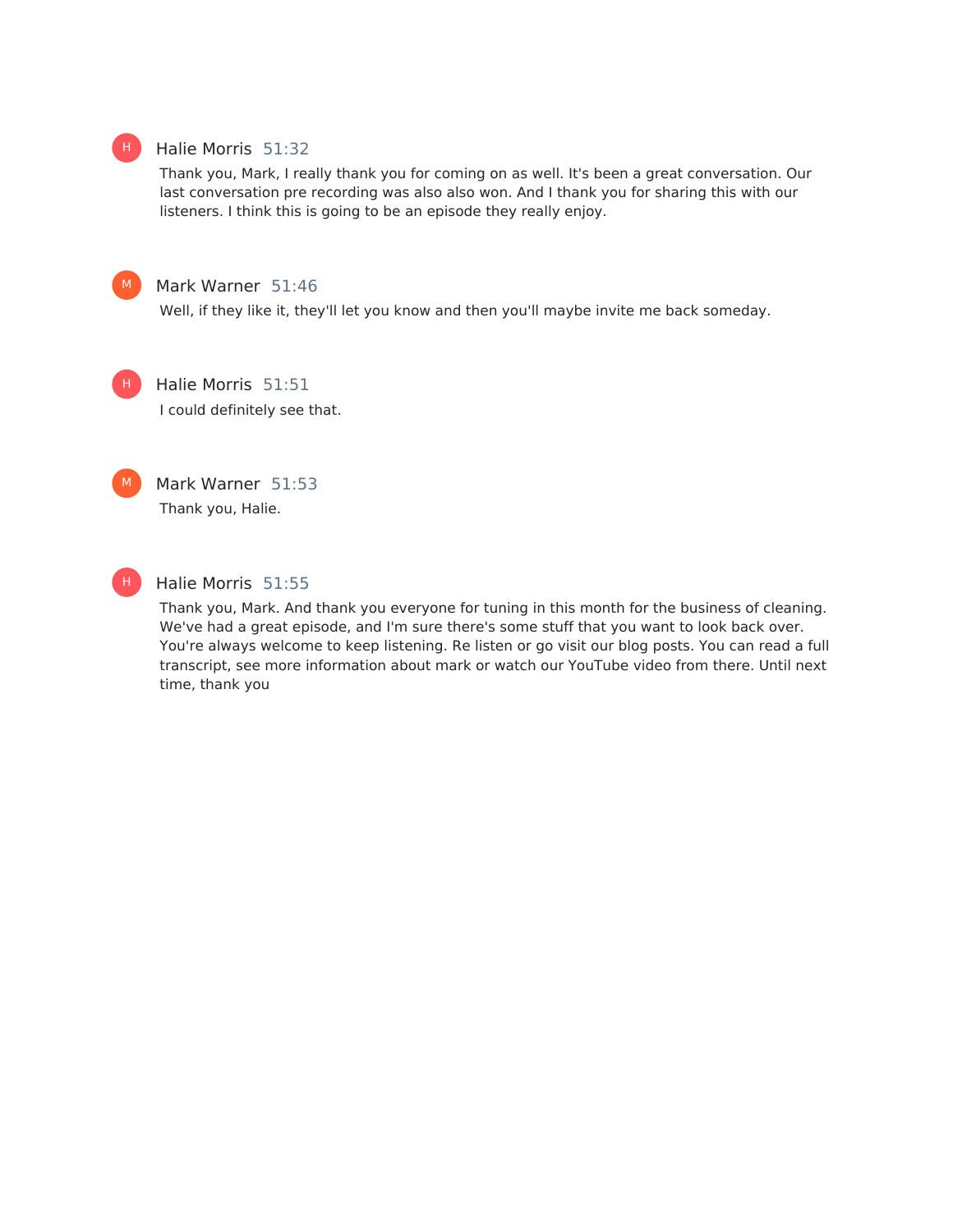H

Halie Morris 51:32

Thank you, Mark, I really thank you for coming on as well. It's been a great conversation. Our last conversation pre recording was also also won. And I thank you for sharing this with our listeners. I think this is going to be an episode they really enjoy.

M

Mark Warner 51:46

Well, if they like it, they'll let you know and then you'll maybe invite me back someday.

H

Halie Morris 51:51

I could definitely see that.

M

Mark Warner 51:53

Thank you, Halie.

H

Halie Morris 51:55

Thank you, Mark. And thank you everyone for tuning in this month for the business of cleaning. We've had a great episode, and I'm sure there's some stuff that you want to look back over. You're always welcome to keep listening. Re listen or go visit our blog posts. You can read a full transcript, see more information about mark or watch our YouTube video from there. Until next time, thank you